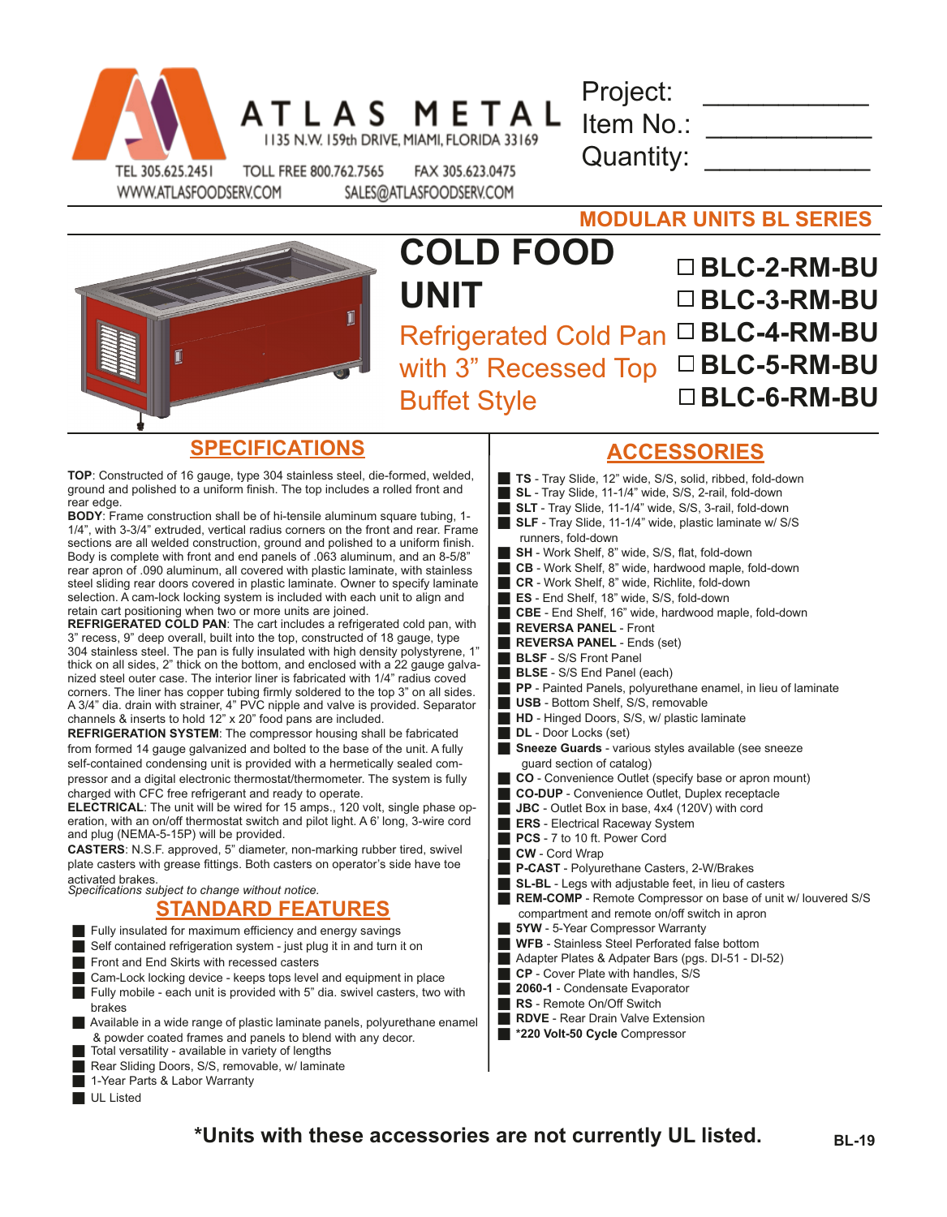# ATLAS METAL

1135 N.W. 159th DRIVE, MIAMI, FLORIDA 33169

TEL 305.625.2451 TOLL FREE 800.762.7565 FAX 305.623.0475

WWW.ATLASFOODSERV.COM SALES@ATLASFOODSERV.COM

Project: ___________

Item No.: ___________

Quantity: ___________

**MODULAR UNITS BL SERIES**

# COLD FOOD UNIT

Refrigerated Cold Pan with 3" Recessed Top Buffet Style

- ☐ **BLC-2-RM-BU**
- ☐ **BLC-3-RM-BU**
- ☐ **BLC-4-RM-BU**
- ☐ **BLC-5-RM-BU**
- ☐ **BLC-6-RM-BU**

## SPECIFICATIONS

**TOP**: Constructed of 16 gauge, type 304 stainless steel, die-formed, welded, ground and polished to a uniform finish. The top includes a rolled front and rear edge.

**BODY**: Frame construction shall be of hi-tensile aluminum square tubing, 1-1/4", with 3-3/4" extruded, vertical radius corners on the front and rear. Frame sections are all welded construction, ground and polished to a uniform finish. Body is complete with front and end panels of .063 aluminum, and an 8-5/8" rear apron of .090 aluminum, all covered with plastic laminate, with stainless steel sliding rear doors covered in plastic laminate. Owner to specify laminate selection. A cam-lock locking system is included with each unit to align and retain cart positioning when two or more units are joined.

**REFRIGERATED COLD PAN**: The cart includes a refrigerated cold pan, with 3" recess, 9" deep overall, built into the top, constructed of 18 gauge, type 304 stainless steel. The pan is fully insulated with high density polystyrene, 1" thick on all sides, 2" thick on the bottom, and enclosed with a 22 gauge galvanized steel outer case. The interior liner is fabricated with 1/4" radius coved corners. The liner has copper tubing firmly soldered to the top 3" on all sides. A 3/4" dia. drain with strainer, 4" PVC nipple and valve is provided. Separator channels & inserts to hold 12" x 20" food pans are included.

**REFRIGERATION SYSTEM**: The compressor housing shall be fabricated from formed 14 gauge galvanized and bolted to the base of the unit. A fully self-contained condensing unit is provided with a hermetically sealed compressor and a digital electronic thermostat/thermometer. The system is fully charged with CFC free refrigerant and ready to operate.

**ELECTRICAL**: The unit will be wired for 15 amps., 120 volt, single phase operation, with an on/off thermostat switch and pilot light. A 6' long, 3-wire cord and plug (NEMA-5-15P) will be provided.

**CASTERS**: N.S.F. approved, 5" diameter, non-marking rubber tired, swivel plate casters with grease fittings. Both casters on operator's side have toe activated brakes.

*Specifications subject to change without notice.*

## STANDARD FEATURES

- Fully insulated for maximum efficiency and energy savings
- Self contained refrigeration system - just plug it in and turn it on
- Front and End Skirts with recessed casters
- Cam-Lock locking device - keeps tops level and equipment in place
- Fully mobile - each unit is provided with 5" dia. swivel casters, two with brakes
- Available in a wide range of plastic laminate panels, polyurethane enamel & powder coated frames and panels to blend with any decor.
- Total versatility - available in variety of lengths
- Rear Sliding Doors, S/S, removable, w/ laminate
- 1-Year Parts & Labor Warranty
- UL Listed

## ACCESSORIES

- **TS** - Tray Slide, 12" wide, S/S, solid, ribbed, fold-down
- **SL** - Tray Slide, 11-1/4" wide, S/S, 2-rail, fold-down
- **SLT** - Tray Slide, 11-1/4" wide, S/S, 3-rail, fold-down
- **SLF** - Tray Slide, 11-1/4" wide, plastic laminate w/ S/S runners, fold-down
- **SH** - Work Shelf, 8" wide, S/S, flat, fold-down
- **CB** - Work Shelf, 8" wide, hardwood maple, fold-down
- **CR** - Work Shelf, 8" wide, Richlite, fold-down
- **ES** - End Shelf, 18" wide, S/S, fold-down
- **CBE** - End Shelf, 16" wide, hardwood maple, fold-down
- **REVERSA PANEL** - Front
- **REVERSA PANEL** - Ends (set)
- **BLSF** - S/S Front Panel
- **BLSE** - S/S End Panel (each)
- **PP** - Painted Panels, polyurethane enamel, in lieu of laminate
- **USB** - Bottom Shelf, S/S, removable
- **HD** - Hinged Doors, S/S, w/ plastic laminate
- **DL** - Door Locks (set)
- **Sneeze Guards** - various styles available (see sneeze guard section of catalog)
- **CO** - Convenience Outlet (specify base or apron mount)
- **CO-DUP** - Convenience Outlet, Duplex receptacle
- **JBC** - Outlet Box in base, 4x4 (120V) with cord
- **ERS** - Electrical Raceway System
- **PCS** - 7 to 10 ft. Power Cord
- **CW** - Cord Wrap
- **P-CAST** - Polyurethane Casters, 2-W/Brakes
- **SL-BL** - Legs with adjustable feet, in lieu of casters
- **REM-COMP** - Remote Compressor on base of unit w/ louvered S/S compartment and remote on/off switch in apron
- **5YW** - 5-Year Compressor Warranty
- **WFB** - Stainless Steel Perforated false bottom
- Adapter Plates & Adpater Bars (pgs. DI-51 - DI-52)
- **CP** - Cover Plate with handles, S/S
- **2060-1** - Condensate Evaporator
- **RS** - Remote On/Off Switch
- **RDVE** - Rear Drain Valve Extension
- ***220 Volt-50 Cycle** Compressor

**\*Units with these accessories are not currently UL listed.**

**BL-19**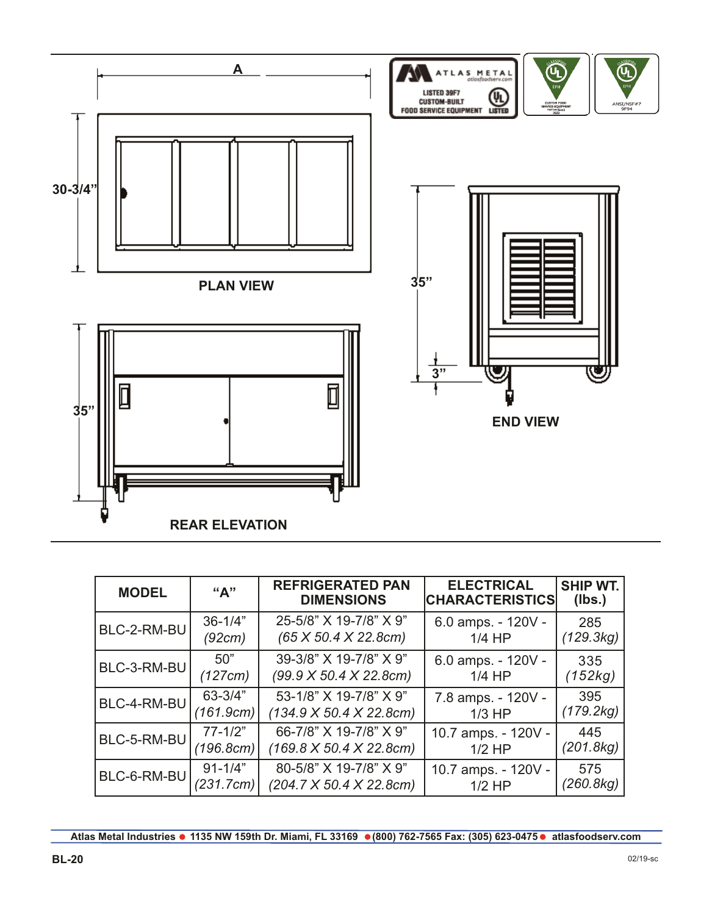A

30-3/4"

PLAN VIEW

ATLAS METAL
atlasfoodserv.com
LISTED 39F7
CUSTOM-BUILT
FOOD SERVICE EQUIPMENT LISTED

ANSI/NSF#7

35"

3"

END VIEW

35"

REAR ELEVATION

| MODEL | "A" | REFRIGERATED PAN DIMENSIONS | ELECTRICAL CHARACTERISTICS | SHIP WT. (lbs.) |
|---|---|---|---|---|
| BLC-2-RM-BU | 36-1/4" *(92cm)* | 25-5/8" X 19-7/8" X 9" *(65 X 50.4 X 22.8cm)* | 6.0 amps. - 120V - 1/4 HP | 285 *(129.3kg)* |
| BLC-3-RM-BU | 50" *(127cm)* | 39-3/8" X 19-7/8" X 9" *(99.9 X 50.4 X 22.8cm)* | 6.0 amps. - 120V - 1/4 HP | 335 *(152kg)* |
| BLC-4-RM-BU | 63-3/4" *(161.9cm)* | 53-1/8" X 19-7/8" X 9" *(134.9 X 50.4 X 22.8cm)* | 7.8 amps. - 120V - 1/3 HP | 395 *(179.2kg)* |
| BLC-5-RM-BU | 77-1/2" *(196.8cm)* | 66-7/8" X 19-7/8" X 9" *(169.8 X 50.4 X 22.8cm)* | 10.7 amps. - 120V - 1/2 HP | 445 *(201.8kg)* |
| BLC-6-RM-BU | 91-1/4" *(231.7cm)* | 80-5/8" X 19-7/8" X 9" *(204.7 X 50.4 X 22.8cm)* | 10.7 amps. - 120V - 1/2 HP | 575 *(260.8kg)* |

**Atlas Metal Industries ● 1135 NW 159th Dr. Miami, FL 33169 ● (800) 762-7565 Fax: (305) 623-0475 ● atlasfoodserv.com**

**BL-20**

02/19-sc